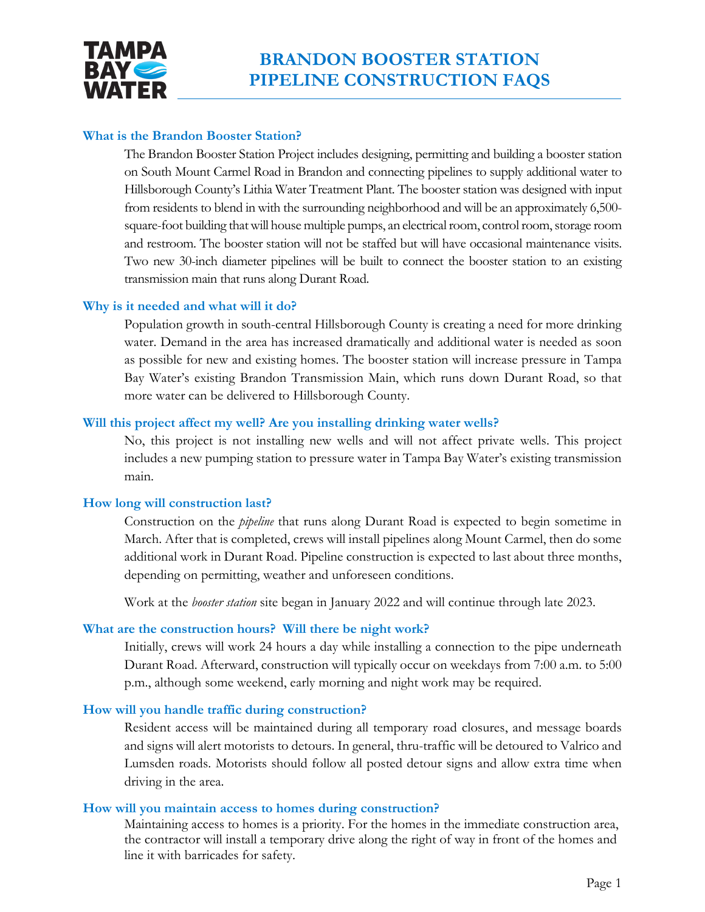# BRANDON BOOSTER STATION PIPELINE CONSTRUCTION FAQS

### What is the Brandon Booster Station?

The Brandon Booster Station Project includes designing, permitting and building a booster station on South Mount Carmel Road in Brandon and connecting pipelines to supply additional water to Hillsborough County's Lithia Water Treatment Plant. The booster station was designed with input from residents to blend in with the surrounding neighborhood and will be an approximately 6,500-square-foot building that will house multiple pumps, an electrical room, control room, storage room and restroom. The booster station will not be staffed but will have occasional maintenance visits. Two new 30-inch diameter pipelines will be built to connect the booster station to an existing transmission main that runs along Durant Road.

### Why is it needed and what will it do?

Population growth in south-central Hillsborough County is creating a need for more drinking water. Demand in the area has increased dramatically and additional water is needed as soon as possible for new and existing homes. The booster station will increase pressure in Tampa Bay Water's existing Brandon Transmission Main, which runs down Durant Road, so that more water can be delivered to Hillsborough County.

### Will this project affect my well? Are you installing drinking water wells?

No, this project is not installing new wells and will not affect private wells. This project includes a new pumping station to pressure water in Tampa Bay Water's existing transmission main.

### How long will construction last?

Construction on the *pipeline* that runs along Durant Road is expected to begin sometime in March. After that is completed, crews will install pipelines along Mount Carmel, then do some additional work in Durant Road. Pipeline construction is expected to last about three months, depending on permitting, weather and unforeseen conditions.

Work at the *booster station* site began in January 2022 and will continue through late 2023.

### What are the construction hours? Will there be night work?

Initially, crews will work 24 hours a day while installing a connection to the pipe underneath Durant Road. Afterward, construction will typically occur on weekdays from 7:00 a.m. to 5:00 p.m., although some weekend, early morning and night work may be required.

### How will you handle traffic during construction?

Resident access will be maintained during all temporary road closures, and message boards and signs will alert motorists to detours. In general, thru-traffic will be detoured to Valrico and Lumsden roads. Motorists should follow all posted detour signs and allow extra time when driving in the area.

### How will you maintain access to homes during construction?

Maintaining access to homes is a priority. For the homes in the immediate construction area, the contractor will install a temporary drive along the right of way in front of the homes and line it with barricades for safety.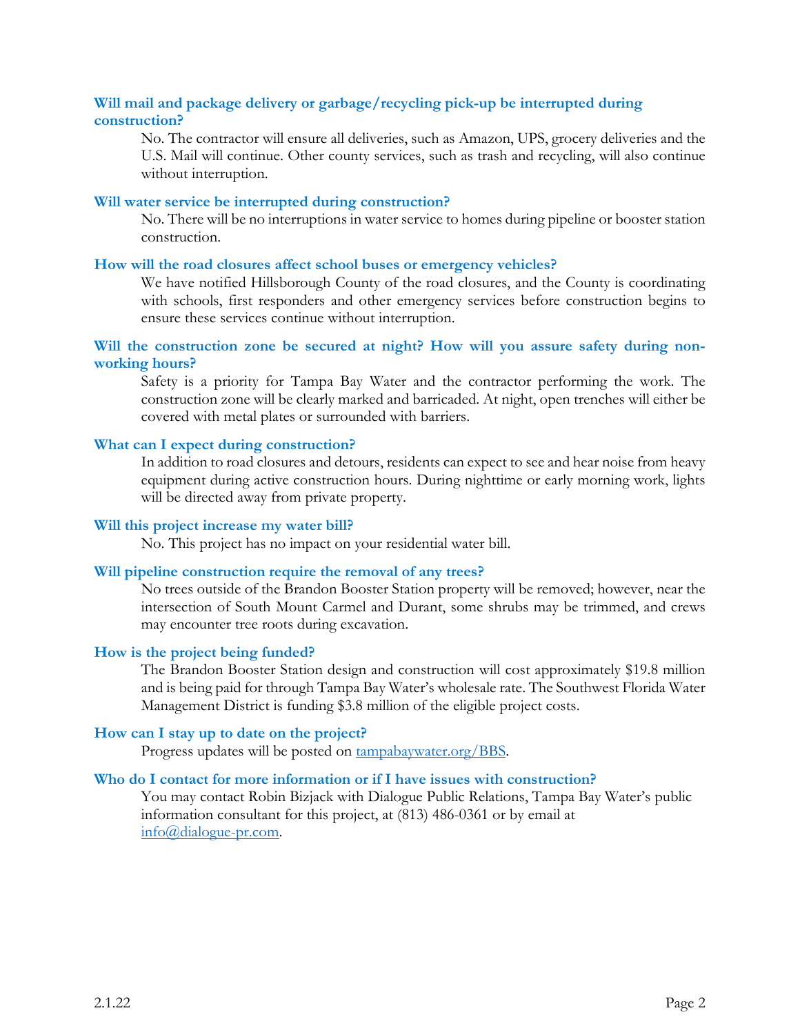### Will mail and package delivery or garbage/recycling pick-up be interrupted during construction?

No. The contractor will ensure all deliveries, such as Amazon, UPS, grocery deliveries and the U.S. Mail will continue. Other county services, such as trash and recycling, will also continue without interruption.

### Will water service be interrupted during construction?

No. There will be no interruptions in water service to homes during pipeline or booster station construction.

### How will the road closures affect school buses or emergency vehicles?

We have notified Hillsborough County of the road closures, and the County is coordinating with schools, first responders and other emergency services before construction begins to ensure these services continue without interruption.

### Will the construction zone be secured at night? How will you assure safety during non-working hours?

Safety is a priority for Tampa Bay Water and the contractor performing the work. The construction zone will be clearly marked and barricaded. At night, open trenches will either be covered with metal plates or surrounded with barriers.

### What can I expect during construction?

In addition to road closures and detours, residents can expect to see and hear noise from heavy equipment during active construction hours. During nighttime or early morning work, lights will be directed away from private property.

### Will this project increase my water bill?

No. This project has no impact on your residential water bill.

### Will pipeline construction require the removal of any trees?

No trees outside of the Brandon Booster Station property will be removed; however, near the intersection of South Mount Carmel and Durant, some shrubs may be trimmed, and crews may encounter tree roots during excavation.

### How is the project being funded?

The Brandon Booster Station design and construction will cost approximately $19.8 million and is being paid for through Tampa Bay Water's wholesale rate. The Southwest Florida Water Management District is funding $3.8 million of the eligible project costs.

### How can I stay up to date on the project?

Progress updates will be posted on tampabaywater.org/BBS.

### Who do I contact for more information or if I have issues with construction?

You may contact Robin Bizjack with Dialogue Public Relations, Tampa Bay Water's public information consultant for this project, at (813) 486-0361 or by email at info@dialogue-pr.com.

2.1.22